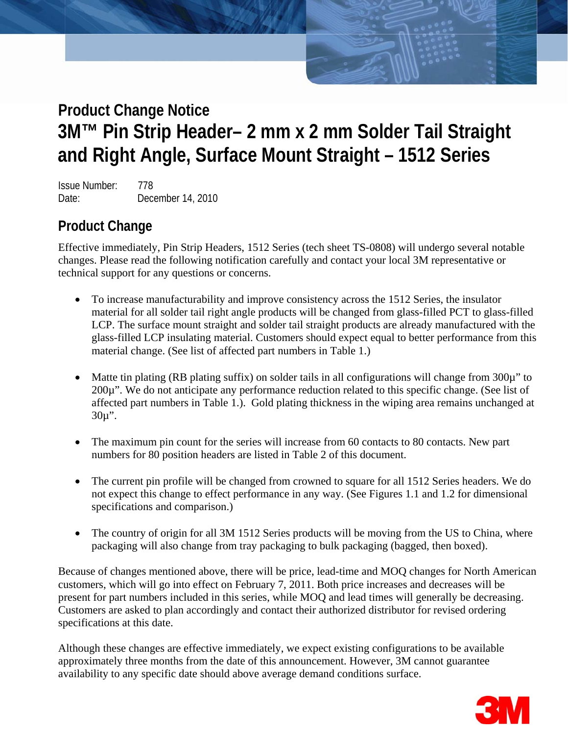# Product Change Notice

# 3M™ Pin Strip Header– 2 mm x 2 mm Solder Tail Straight and Right Angle, Surface Mount Straight – 1512 Series

Issue Number: 778
Date: December 14, 2010

## Product Change

Effective immediately, Pin Strip Headers, 1512 Series (tech sheet TS-0808) will undergo several notable changes. Please read the following notification carefully and contact your local 3M representative or technical support for any questions or concerns.

- To increase manufacturability and improve consistency across the 1512 Series, the insulator material for all solder tail right angle products will be changed from glass-filled PCT to glass-filled LCP. The surface mount straight and solder tail straight products are already manufactured with the glass-filled LCP insulating material. Customers should expect equal to better performance from this material change. (See list of affected part numbers in Table 1.)

- Matte tin plating (RB plating suffix) on solder tails in all configurations will change from 300μ" to 200μ". We do not anticipate any performance reduction related to this specific change. (See list of affected part numbers in Table 1.). Gold plating thickness in the wiping area remains unchanged at 30μ".

- The maximum pin count for the series will increase from 60 contacts to 80 contacts. New part numbers for 80 position headers are listed in Table 2 of this document.

- The current pin profile will be changed from crowned to square for all 1512 Series headers. We do not expect this change to effect performance in any way. (See Figures 1.1 and 1.2 for dimensional specifications and comparison.)

- The country of origin for all 3M 1512 Series products will be moving from the US to China, where packaging will also change from tray packaging to bulk packaging (bagged, then boxed).

Because of changes mentioned above, there will be price, lead-time and MOQ changes for North American customers, which will go into effect on February 7, 2011. Both price increases and decreases will be present for part numbers included in this series, while MOQ and lead times will generally be decreasing. Customers are asked to plan accordingly and contact their authorized distributor for revised ordering specifications at this date.

Although these changes are effective immediately, we expect existing configurations to be available approximately three months from the date of this announcement. However, 3M cannot guarantee availability to any specific date should above average demand conditions surface.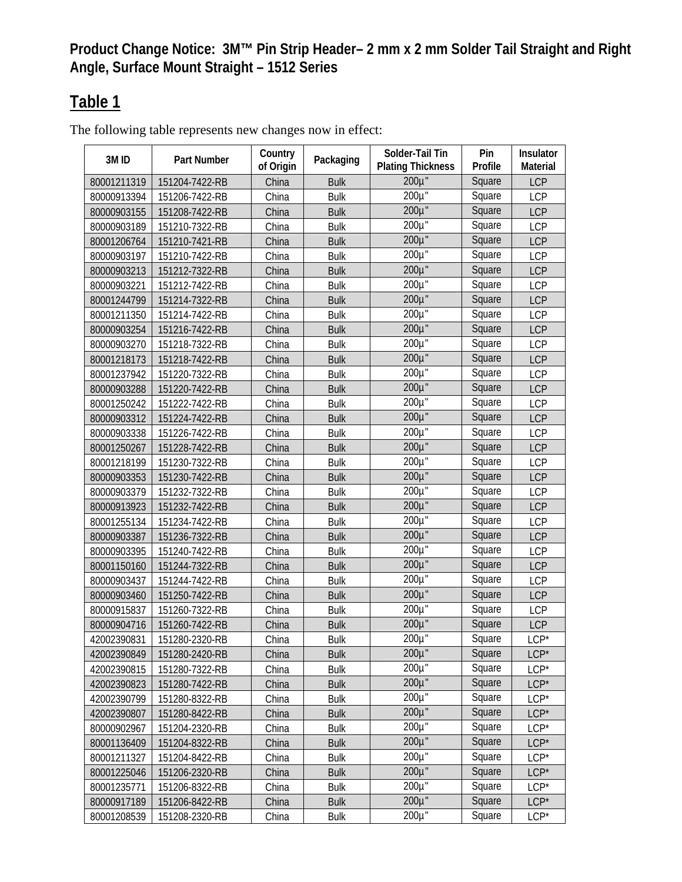**Product Change Notice: 3M™ Pin Strip Header– 2 mm x 2 mm Solder Tail Straight and Right Angle, Surface Mount Straight – 1512 Series**

## Table 1

The following table represents new changes now in effect:

| 3M ID | Part Number | Country of Origin | Packaging | Solder-Tail Tin Plating Thickness | Pin Profile | Insulator Material |
|---|---|---|---|---|---|---|
| 80001211319 | 151204-7422-RB | China | Bulk | 200µ" | Square | LCP |
| 80000913394 | 151206-7422-RB | China | Bulk | 200µ" | Square | LCP |
| 80000903155 | 151208-7422-RB | China | Bulk | 200µ" | Square | LCP |
| 80000903189 | 151210-7322-RB | China | Bulk | 200µ" | Square | LCP |
| 80001206764 | 151210-7421-RB | China | Bulk | 200µ" | Square | LCP |
| 80000903197 | 151210-7422-RB | China | Bulk | 200µ" | Square | LCP |
| 80000903213 | 151212-7322-RB | China | Bulk | 200µ" | Square | LCP |
| 80000903221 | 151212-7422-RB | China | Bulk | 200µ" | Square | LCP |
| 80001244799 | 151214-7322-RB | China | Bulk | 200µ" | Square | LCP |
| 80001211350 | 151214-7422-RB | China | Bulk | 200µ" | Square | LCP |
| 80000903254 | 151216-7422-RB | China | Bulk | 200µ" | Square | LCP |
| 80000903270 | 151218-7322-RB | China | Bulk | 200µ" | Square | LCP |
| 80001218173 | 151218-7422-RB | China | Bulk | 200µ" | Square | LCP |
| 80001237942 | 151220-7322-RB | China | Bulk | 200µ" | Square | LCP |
| 80000903288 | 151220-7422-RB | China | Bulk | 200µ" | Square | LCP |
| 80001250242 | 151222-7422-RB | China | Bulk | 200µ" | Square | LCP |
| 80000903312 | 151224-7422-RB | China | Bulk | 200µ" | Square | LCP |
| 80000903338 | 151226-7422-RB | China | Bulk | 200µ" | Square | LCP |
| 80001250267 | 151228-7422-RB | China | Bulk | 200µ" | Square | LCP |
| 80001218199 | 151230-7322-RB | China | Bulk | 200µ" | Square | LCP |
| 80000903353 | 151230-7422-RB | China | Bulk | 200µ" | Square | LCP |
| 80000903379 | 151232-7322-RB | China | Bulk | 200µ" | Square | LCP |
| 80000913923 | 151232-7422-RB | China | Bulk | 200µ" | Square | LCP |
| 80001255134 | 151234-7422-RB | China | Bulk | 200µ" | Square | LCP |
| 80000903387 | 151236-7322-RB | China | Bulk | 200µ" | Square | LCP |
| 80000903395 | 151240-7422-RB | China | Bulk | 200µ" | Square | LCP |
| 80001150160 | 151244-7322-RB | China | Bulk | 200µ" | Square | LCP |
| 80000903437 | 151244-7422-RB | China | Bulk | 200µ" | Square | LCP |
| 80000903460 | 151250-7422-RB | China | Bulk | 200µ" | Square | LCP |
| 80000915837 | 151260-7322-RB | China | Bulk | 200µ" | Square | LCP |
| 80000904716 | 151260-7422-RB | China | Bulk | 200µ" | Square | LCP |
| 42002390831 | 151280-2320-RB | China | Bulk | 200µ" | Square | LCP* |
| 42002390849 | 151280-2420-RB | China | Bulk | 200µ" | Square | LCP* |
| 42002390815 | 151280-7322-RB | China | Bulk | 200µ" | Square | LCP* |
| 42002390823 | 151280-7422-RB | China | Bulk | 200µ" | Square | LCP* |
| 42002390799 | 151280-8322-RB | China | Bulk | 200µ" | Square | LCP* |
| 42002390807 | 151280-8422-RB | China | Bulk | 200µ" | Square | LCP* |
| 80000902967 | 151204-2320-RB | China | Bulk | 200µ" | Square | LCP* |
| 80001136409 | 151204-8322-RB | China | Bulk | 200µ" | Square | LCP* |
| 80001211327 | 151204-8422-RB | China | Bulk | 200µ" | Square | LCP* |
| 80001225046 | 151206-2320-RB | China | Bulk | 200µ" | Square | LCP* |
| 80001235771 | 151206-8322-RB | China | Bulk | 200µ" | Square | LCP* |
| 80000917189 | 151206-8422-RB | China | Bulk | 200µ" | Square | LCP* |
| 80001208539 | 151208-2320-RB | China | Bulk | 200µ" | Square | LCP* |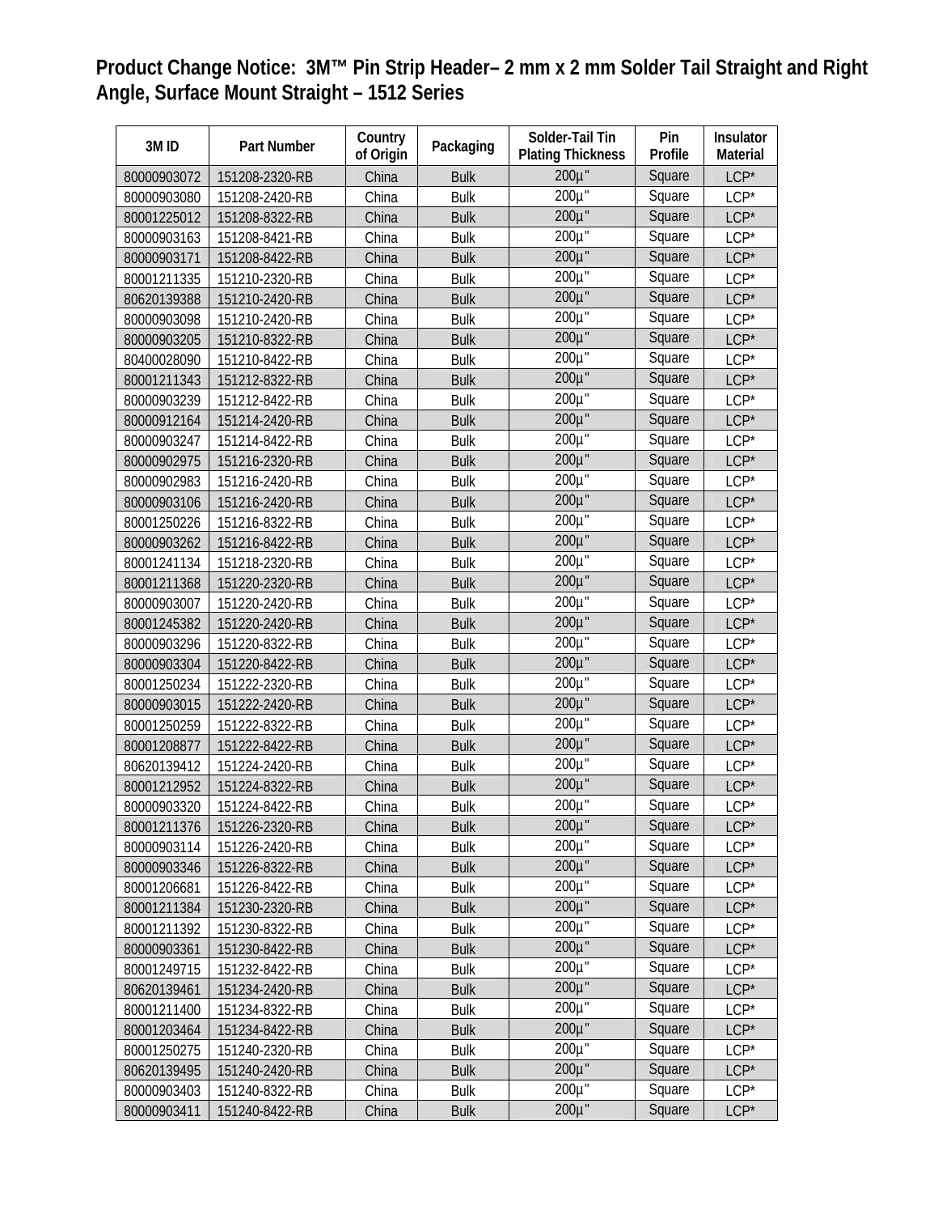# Product Change Notice: 3M™ Pin Strip Header– 2 mm x 2 mm Solder Tail Straight and Right Angle, Surface Mount Straight – 1512 Series

| 3M ID | Part Number | Country of Origin | Packaging | Solder-Tail Tin Plating Thickness | Pin Profile | Insulator Material |
|---|---|---|---|---|---|---|
| 80000903072 | 151208-2320-RB | China | Bulk | 200µ" | Square | LCP* |
| 80000903080 | 151208-2420-RB | China | Bulk | 200µ" | Square | LCP* |
| 80001225012 | 151208-8322-RB | China | Bulk | 200µ" | Square | LCP* |
| 80000903163 | 151208-8421-RB | China | Bulk | 200µ" | Square | LCP* |
| 80000903171 | 151208-8422-RB | China | Bulk | 200µ" | Square | LCP* |
| 80001211335 | 151210-2320-RB | China | Bulk | 200µ" | Square | LCP* |
| 80620139388 | 151210-2420-RB | China | Bulk | 200µ" | Square | LCP* |
| 80000903098 | 151210-2420-RB | China | Bulk | 200µ" | Square | LCP* |
| 80000903205 | 151210-8322-RB | China | Bulk | 200µ" | Square | LCP* |
| 80400028090 | 151210-8422-RB | China | Bulk | 200µ" | Square | LCP* |
| 80001211343 | 151212-8322-RB | China | Bulk | 200µ" | Square | LCP* |
| 80000903239 | 151212-8422-RB | China | Bulk | 200µ" | Square | LCP* |
| 80000912164 | 151214-2420-RB | China | Bulk | 200µ" | Square | LCP* |
| 80000903247 | 151214-8422-RB | China | Bulk | 200µ" | Square | LCP* |
| 80000902975 | 151216-2320-RB | China | Bulk | 200µ" | Square | LCP* |
| 80000902983 | 151216-2420-RB | China | Bulk | 200µ" | Square | LCP* |
| 80000903106 | 151216-2420-RB | China | Bulk | 200µ" | Square | LCP* |
| 80001250226 | 151216-8322-RB | China | Bulk | 200µ" | Square | LCP* |
| 80000903262 | 151216-8422-RB | China | Bulk | 200µ" | Square | LCP* |
| 80001241134 | 151218-2320-RB | China | Bulk | 200µ" | Square | LCP* |
| 80001211368 | 151220-2320-RB | China | Bulk | 200µ" | Square | LCP* |
| 80000903007 | 151220-2420-RB | China | Bulk | 200µ" | Square | LCP* |
| 80001245382 | 151220-2420-RB | China | Bulk | 200µ" | Square | LCP* |
| 80000903296 | 151220-8322-RB | China | Bulk | 200µ" | Square | LCP* |
| 80000903304 | 151220-8422-RB | China | Bulk | 200µ" | Square | LCP* |
| 80001250234 | 151222-2320-RB | China | Bulk | 200µ" | Square | LCP* |
| 80000903015 | 151222-2420-RB | China | Bulk | 200µ" | Square | LCP* |
| 80001250259 | 151222-8322-RB | China | Bulk | 200µ" | Square | LCP* |
| 80001208877 | 151222-8422-RB | China | Bulk | 200µ" | Square | LCP* |
| 80620139412 | 151224-2420-RB | China | Bulk | 200µ" | Square | LCP* |
| 80001212952 | 151224-8322-RB | China | Bulk | 200µ" | Square | LCP* |
| 80000903320 | 151224-8422-RB | China | Bulk | 200µ" | Square | LCP* |
| 80001211376 | 151226-2320-RB | China | Bulk | 200µ" | Square | LCP* |
| 80000903114 | 151226-2420-RB | China | Bulk | 200µ" | Square | LCP* |
| 80000903346 | 151226-8322-RB | China | Bulk | 200µ" | Square | LCP* |
| 80001206681 | 151226-8422-RB | China | Bulk | 200µ" | Square | LCP* |
| 80001211384 | 151230-2320-RB | China | Bulk | 200µ" | Square | LCP* |
| 80001211392 | 151230-8322-RB | China | Bulk | 200µ" | Square | LCP* |
| 80000903361 | 151230-8422-RB | China | Bulk | 200µ" | Square | LCP* |
| 80001249715 | 151232-8422-RB | China | Bulk | 200µ" | Square | LCP* |
| 80620139461 | 151234-2420-RB | China | Bulk | 200µ" | Square | LCP* |
| 80001211400 | 151234-8322-RB | China | Bulk | 200µ" | Square | LCP* |
| 80001203464 | 151234-8422-RB | China | Bulk | 200µ" | Square | LCP* |
| 80001250275 | 151240-2320-RB | China | Bulk | 200µ" | Square | LCP* |
| 80620139495 | 151240-2420-RB | China | Bulk | 200µ" | Square | LCP* |
| 80000903403 | 151240-8322-RB | China | Bulk | 200µ" | Square | LCP* |
| 80000903411 | 151240-8422-RB | China | Bulk | 200µ" | Square | LCP* |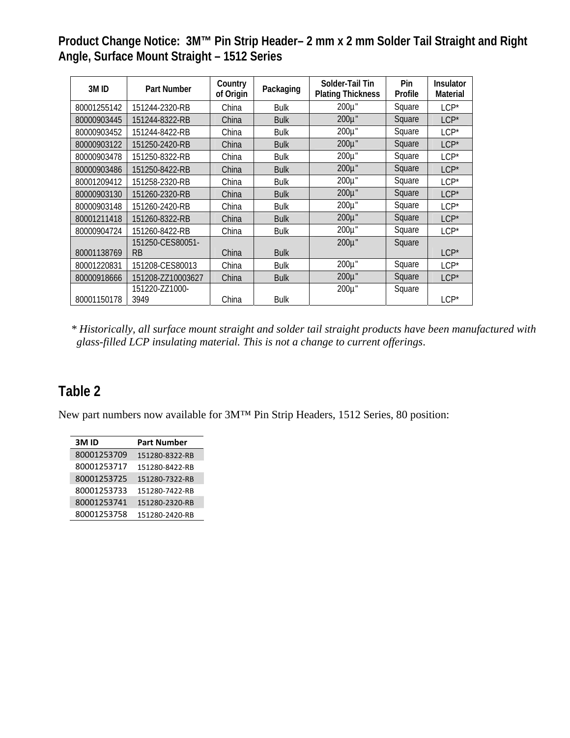**Product Change Notice: 3M™ Pin Strip Header– 2 mm x 2 mm Solder Tail Straight and Right Angle, Surface Mount Straight – 1512 Series**

| 3M ID | Part Number | Country of Origin | Packaging | Solder-Tail Tin Plating Thickness | Pin Profile | Insulator Material |
|---|---|---|---|---|---|---|
| 80001255142 | 151244-2320-RB | China | Bulk | 200µ" | Square | LCP* |
| 80000903445 | 151244-8322-RB | China | Bulk | 200µ" | Square | LCP* |
| 80000903452 | 151244-8422-RB | China | Bulk | 200µ" | Square | LCP* |
| 80000903122 | 151250-2420-RB | China | Bulk | 200µ" | Square | LCP* |
| 80000903478 | 151250-8322-RB | China | Bulk | 200µ" | Square | LCP* |
| 80000903486 | 151250-8422-RB | China | Bulk | 200µ" | Square | LCP* |
| 80001209412 | 151258-2320-RB | China | Bulk | 200µ" | Square | LCP* |
| 80000903130 | 151260-2320-RB | China | Bulk | 200µ" | Square | LCP* |
| 80000903148 | 151260-2420-RB | China | Bulk | 200µ" | Square | LCP* |
| 80001211418 | 151260-8322-RB | China | Bulk | 200µ" | Square | LCP* |
| 80000904724 | 151260-8422-RB | China | Bulk | 200µ" | Square | LCP* |
| 80001138769 | 151250-CES80051-RB | China | Bulk | 200µ" | Square | LCP* |
| 80001220831 | 151208-CES80013 | China | Bulk | 200µ" | Square | LCP* |
| 80000918666 | 151208-ZZ10003627 | China | Bulk | 200µ" | Square | LCP* |
| 80001150178 | 151220-ZZ1000-3949 | China | Bulk | 200µ" | Square | LCP* |

*\* Historically, all surface mount straight and solder tail straight products have been manufactured with glass-filled LCP insulating material. This is not a change to current offerings.*

## Table 2

New part numbers now available for 3M™ Pin Strip Headers, 1512 Series, 80 position:

| 3M ID | Part Number |
|---|---|
| 80001253709 | 151280-8322-RB |
| 80001253717 | 151280-8422-RB |
| 80001253725 | 151280-7322-RB |
| 80001253733 | 151280-7422-RB |
| 80001253741 | 151280-2320-RB |
| 80001253758 | 151280-2420-RB |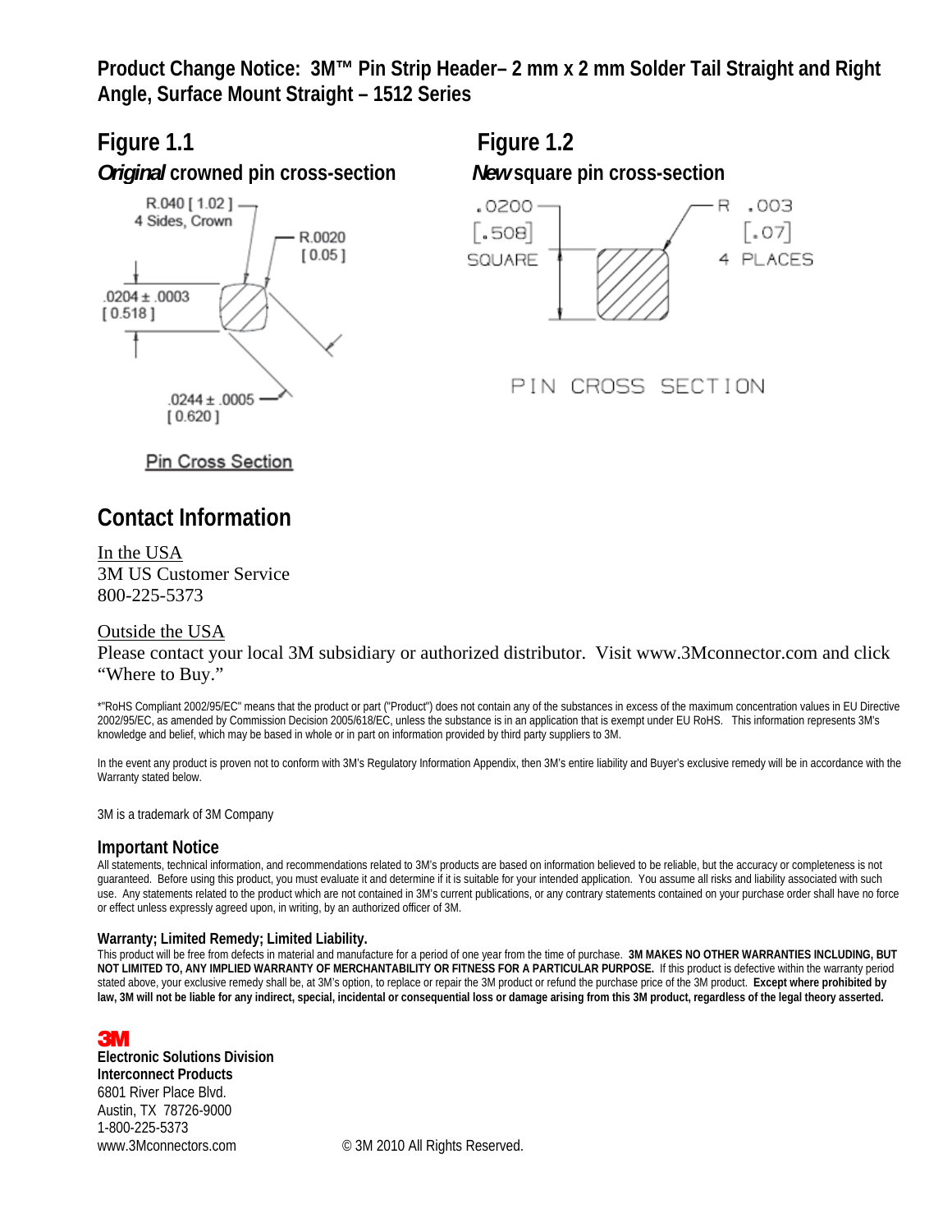**Product Change Notice: 3M™ Pin Strip Header– 2 mm x 2 mm Solder Tail Straight and Right Angle, Surface Mount Straight – 1512 Series**

## Figure 1.1

***Original* crowned pin cross-section**

R.040 [ 1.02 ]
4 Sides, Crown

R.0020
[ 0.05 ]

.0204 ± .0003
[ 0.518 ]

.0244 ± .0005
[ 0.620 ]

Pin Cross Section

## Figure 1.2

***New* square pin cross-section**

.0200
[.508]
SQUARE

R .003
[.07]
4 PLACES

PIN CROSS SECTION

## Contact Information

In the USA
3M US Customer Service
800-225-5373

Outside the USA
Please contact your local 3M subsidiary or authorized distributor. Visit www.3Mconnector.com and click "Where to Buy."

*"RoHS Compliant 2002/95/EC" means that the product or part ("Product") does not contain any of the substances in excess of the maximum concentration values in EU Directive 2002/95/EC, as amended by Commission Decision 2005/618/EC, unless the substance is in an application that is exempt under EU RoHS. This information represents 3M's knowledge and belief, which may be based in whole or in part on information provided by third party suppliers to 3M.

In the event any product is proven not to conform with 3M's Regulatory Information Appendix, then 3M's entire liability and Buyer's exclusive remedy will be in accordance with the Warranty stated below.

3M is a trademark of 3M Company

### Important Notice

All statements, technical information, and recommendations related to 3M's products are based on information believed to be reliable, but the accuracy or completeness is not guaranteed. Before using this product, you must evaluate it and determine if it is suitable for your intended application. You assume all risks and liability associated with such use. Any statements related to the product which are not contained in 3M's current publications, or any contrary statements contained on your purchase order shall have no force or effect unless expressly agreed upon, in writing, by an authorized officer of 3M.

**Warranty; Limited Remedy; Limited Liability.**

This product will be free from defects in material and manufacture for a period of one year from the time of purchase. **3M MAKES NO OTHER WARRANTIES INCLUDING, BUT NOT LIMITED TO, ANY IMPLIED WARRANTY OF MERCHANTABILITY OR FITNESS FOR A PARTICULAR PURPOSE.** If this product is defective within the warranty period stated above, your exclusive remedy shall be, at 3M's option, to replace or repair the 3M product or refund the purchase price of the 3M product. **Except where prohibited by law, 3M will not be liable for any indirect, special, incidental or consequential loss or damage arising from this 3M product, regardless of the legal theory asserted.**

3M
**Electronic Solutions Division**
**Interconnect Products**
6801 River Place Blvd.
Austin, TX 78726-9000
1-800-225-5373
www.3Mconnectors.com

© 3M 2010 All Rights Reserved.